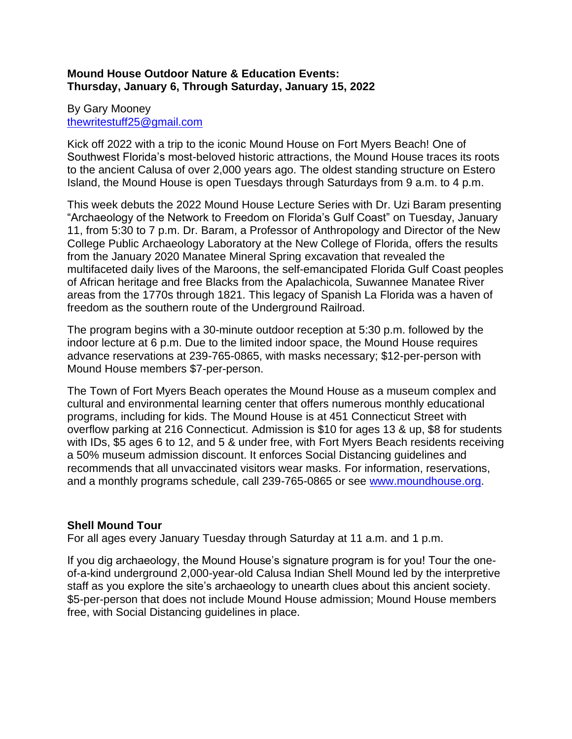**Mound House Outdoor Nature & Education Events:**
**Thursday, January 6, Through Saturday, January 15, 2022**

By Gary Mooney
thewritestuff25@gmail.com

Kick off 2022 with a trip to the iconic Mound House on Fort Myers Beach! One of Southwest Florida's most-beloved historic attractions, the Mound House traces its roots to the ancient Calusa of over 2,000 years ago. The oldest standing structure on Estero Island, the Mound House is open Tuesdays through Saturdays from 9 a.m. to 4 p.m.

This week debuts the 2022 Mound House Lecture Series with Dr. Uzi Baram presenting "Archaeology of the Network to Freedom on Florida's Gulf Coast" on Tuesday, January 11, from 5:30 to 7 p.m. Dr. Baram, a Professor of Anthropology and Director of the New College Public Archaeology Laboratory at the New College of Florida, offers the results from the January 2020 Manatee Mineral Spring excavation that revealed the multifaceted daily lives of the Maroons, the self-emancipated Florida Gulf Coast peoples of African heritage and free Blacks from the Apalachicola, Suwannee Manatee River areas from the 1770s through 1821. This legacy of Spanish La Florida was a haven of freedom as the southern route of the Underground Railroad.

The program begins with a 30-minute outdoor reception at 5:30 p.m. followed by the indoor lecture at 6 p.m. Due to the limited indoor space, the Mound House requires advance reservations at 239-765-0865, with masks necessary; $12-per-person with Mound House members $7-per-person.

The Town of Fort Myers Beach operates the Mound House as a museum complex and cultural and environmental learning center that offers numerous monthly educational programs, including for kids. The Mound House is at 451 Connecticut Street with overflow parking at 216 Connecticut. Admission is $10 for ages 13 & up, $8 for students with IDs, $5 ages 6 to 12, and 5 & under free, with Fort Myers Beach residents receiving a 50% museum admission discount. It enforces Social Distancing guidelines and recommends that all unvaccinated visitors wear masks. For information, reservations, and a monthly programs schedule, call 239-765-0865 or see www.moundhouse.org.

**Shell Mound Tour**
For all ages every January Tuesday through Saturday at 11 a.m. and 1 p.m.

If you dig archaeology, the Mound House's signature program is for you! Tour the one-of-a-kind underground 2,000-year-old Calusa Indian Shell Mound led by the interpretive staff as you explore the site's archaeology to unearth clues about this ancient society. $5-per-person that does not include Mound House admission; Mound House members free, with Social Distancing guidelines in place.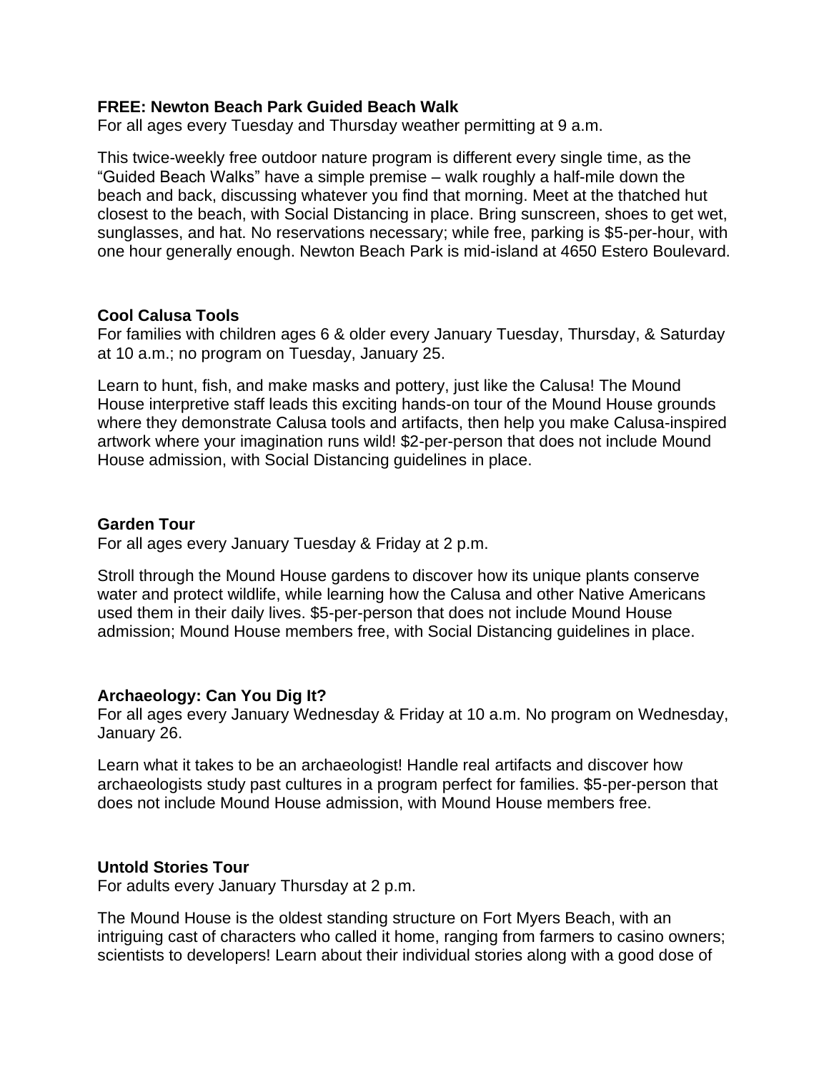**FREE: Newton Beach Park Guided Beach Walk**
For all ages every Tuesday and Thursday weather permitting at 9 a.m.

This twice-weekly free outdoor nature program is different every single time, as the "Guided Beach Walks" have a simple premise – walk roughly a half-mile down the beach and back, discussing whatever you find that morning. Meet at the thatched hut closest to the beach, with Social Distancing in place. Bring sunscreen, shoes to get wet, sunglasses, and hat. No reservations necessary; while free, parking is $5-per-hour, with one hour generally enough. Newton Beach Park is mid-island at 4650 Estero Boulevard.

**Cool Calusa Tools**
For families with children ages 6 & older every January Tuesday, Thursday, & Saturday at 10 a.m.; no program on Tuesday, January 25.

Learn to hunt, fish, and make masks and pottery, just like the Calusa! The Mound House interpretive staff leads this exciting hands-on tour of the Mound House grounds where they demonstrate Calusa tools and artifacts, then help you make Calusa-inspired artwork where your imagination runs wild! $2-per-person that does not include Mound House admission, with Social Distancing guidelines in place.

**Garden Tour**
For all ages every January Tuesday & Friday at 2 p.m.

Stroll through the Mound House gardens to discover how its unique plants conserve water and protect wildlife, while learning how the Calusa and other Native Americans used them in their daily lives. $5-per-person that does not include Mound House admission; Mound House members free, with Social Distancing guidelines in place.

**Archaeology: Can You Dig It?**
For all ages every January Wednesday & Friday at 10 a.m. No program on Wednesday, January 26.

Learn what it takes to be an archaeologist! Handle real artifacts and discover how archaeologists study past cultures in a program perfect for families. $5-per-person that does not include Mound House admission, with Mound House members free.

**Untold Stories Tour**
For adults every January Thursday at 2 p.m.

The Mound House is the oldest standing structure on Fort Myers Beach, with an intriguing cast of characters who called it home, ranging from farmers to casino owners; scientists to developers! Learn about their individual stories along with a good dose of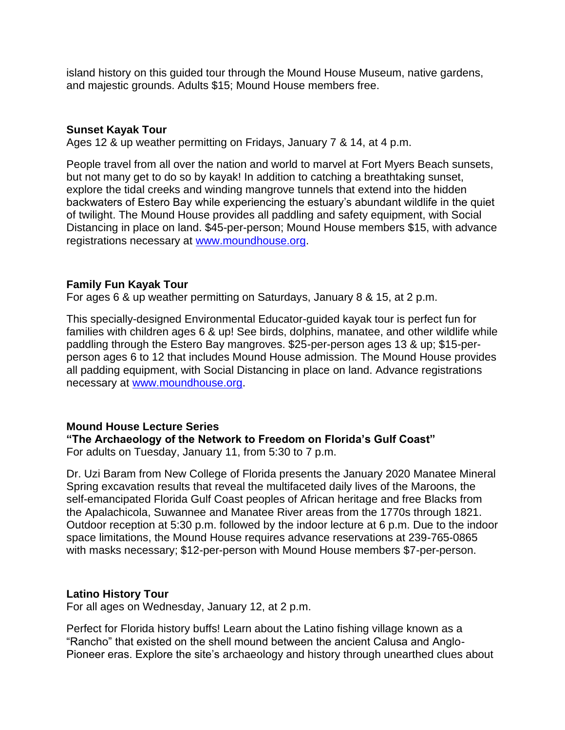island history on this guided tour through the Mound House Museum, native gardens, and majestic grounds. Adults $15; Mound House members free.

**Sunset Kayak Tour**
Ages 12 & up weather permitting on Fridays, January 7 & 14, at 4 p.m.

People travel from all over the nation and world to marvel at Fort Myers Beach sunsets, but not many get to do so by kayak! In addition to catching a breathtaking sunset, explore the tidal creeks and winding mangrove tunnels that extend into the hidden backwaters of Estero Bay while experiencing the estuary's abundant wildlife in the quiet of twilight. The Mound House provides all paddling and safety equipment, with Social Distancing in place on land. $45-per-person; Mound House members $15, with advance registrations necessary at [www.moundhouse.org](http://www.moundhouse.org).

**Family Fun Kayak Tour**
For ages 6 & up weather permitting on Saturdays, January 8 & 15, at 2 p.m.

This specially-designed Environmental Educator-guided kayak tour is perfect fun for families with children ages 6 & up! See birds, dolphins, manatee, and other wildlife while paddling through the Estero Bay mangroves. $25-per-person ages 13 & up; $15-per-person ages 6 to 12 that includes Mound House admission. The Mound House provides all padding equipment, with Social Distancing in place on land. Advance registrations necessary at [www.moundhouse.org](http://www.moundhouse.org).

**Mound House Lecture Series**
**"The Archaeology of the Network to Freedom on Florida's Gulf Coast"**
For adults on Tuesday, January 11, from 5:30 to 7 p.m.

Dr. Uzi Baram from New College of Florida presents the January 2020 Manatee Mineral Spring excavation results that reveal the multifaceted daily lives of the Maroons, the self-emancipated Florida Gulf Coast peoples of African heritage and free Blacks from the Apalachicola, Suwannee and Manatee River areas from the 1770s through 1821. Outdoor reception at 5:30 p.m. followed by the indoor lecture at 6 p.m. Due to the indoor space limitations, the Mound House requires advance reservations at 239-765-0865 with masks necessary; $12-per-person with Mound House members $7-per-person.

**Latino History Tour**
For all ages on Wednesday, January 12, at 2 p.m.

Perfect for Florida history buffs! Learn about the Latino fishing village known as a "Rancho" that existed on the shell mound between the ancient Calusa and Anglo-Pioneer eras. Explore the site's archaeology and history through unearthed clues about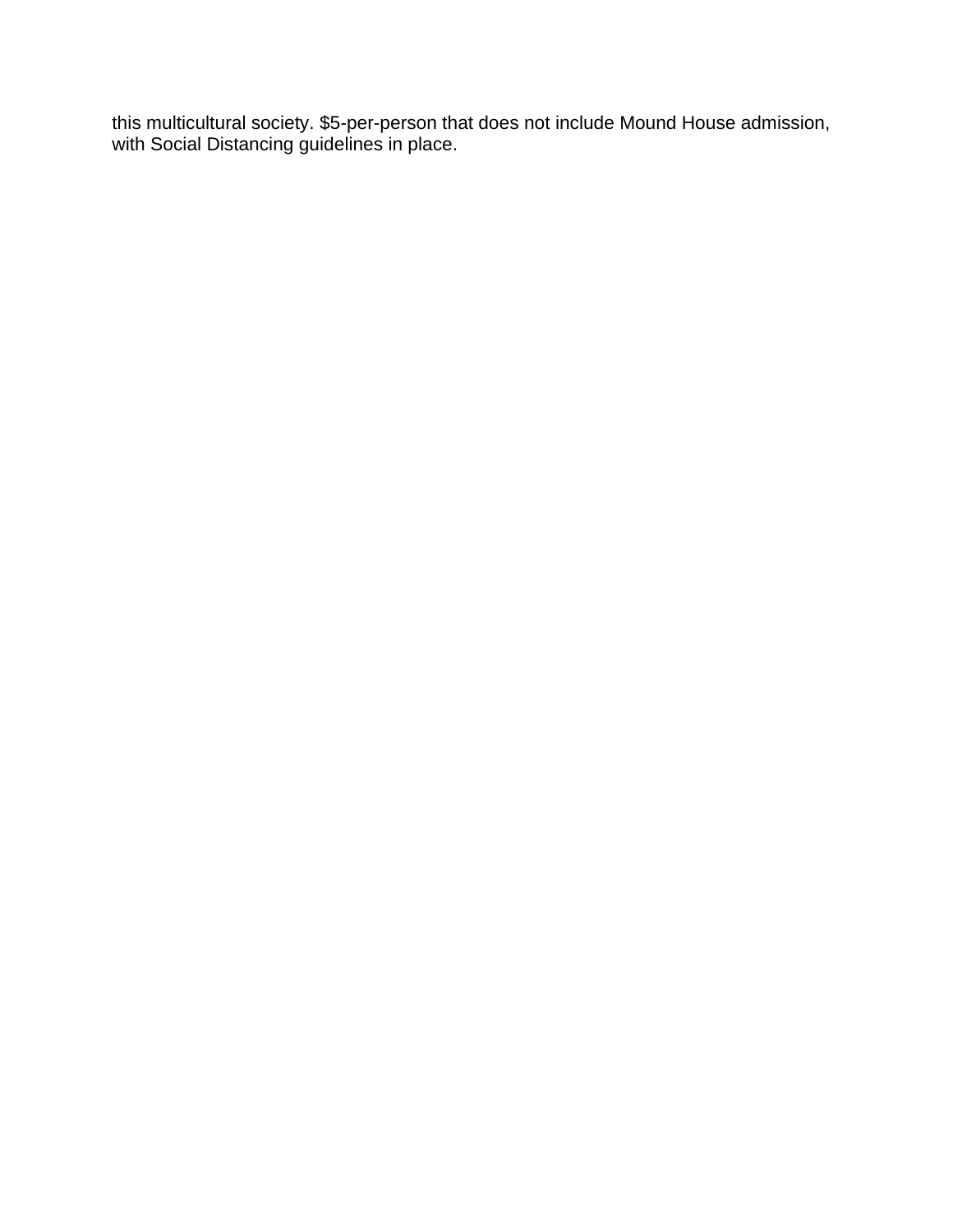this multicultural society. $5-per-person that does not include Mound House admission, with Social Distancing guidelines in place.